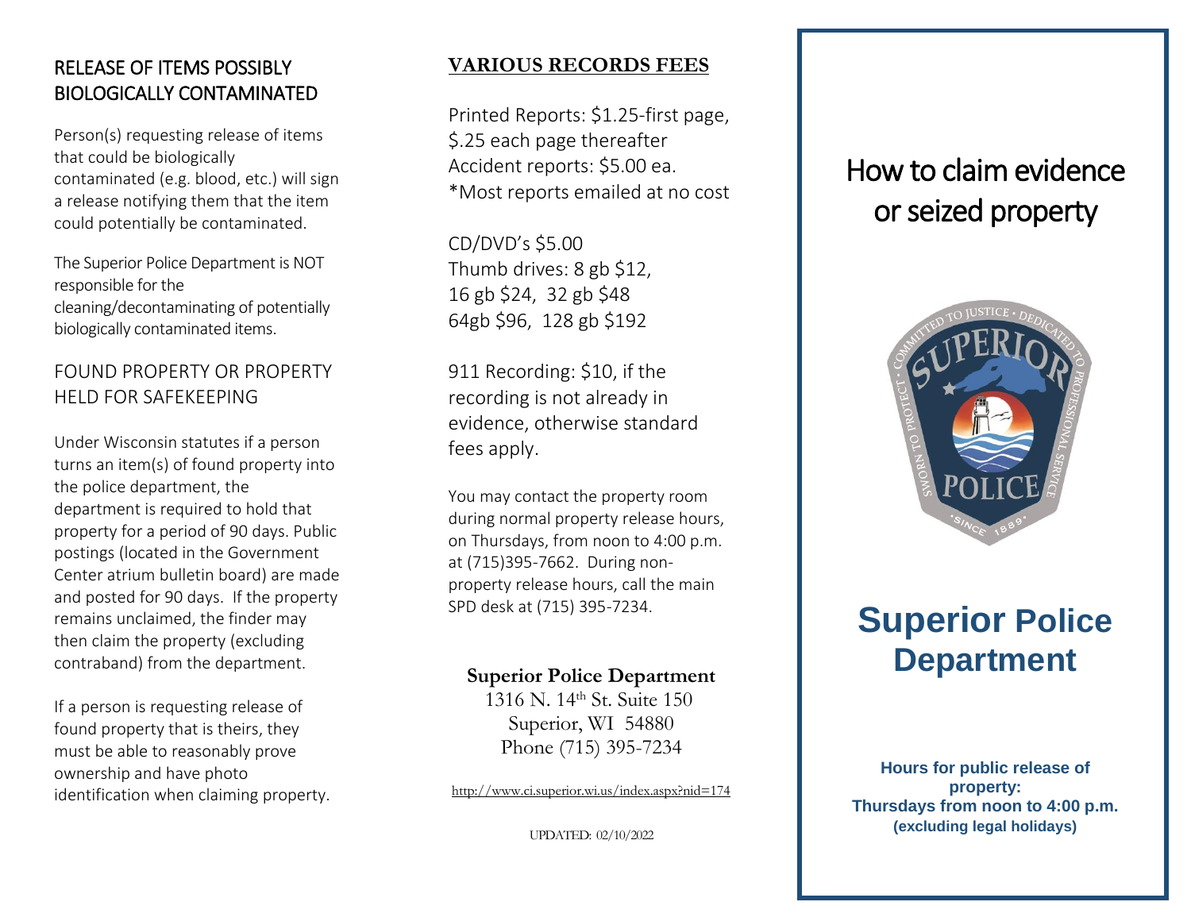## RELEASE OF ITEMS POSSIBLY BIOLOGICALLY CONTAMINATED

Person(s) requesting release of items that could be biologically contaminated (e.g. blood, etc.) will sign a release notifying them that the item could potentially be contaminated.

The Superior Police Department is NOT responsible for the cleaning/decontaminating of potentially biologically contaminated items.

## FOUND PROPERTY OR PROPERTY HELD FOR SAFEKEEPING

Under Wisconsin statutes if a person turns an item(s) of found property into the police department, the department is required to hold that property for a period of 90 days. Public postings (located in the Government Center atrium bulletin board) are made and posted for 90 days. If the property remains unclaimed, the finder may then claim the property (excluding contraband) from the department.

If a person is requesting release of found property that is theirs, they must be able to reasonably prove ownership and have photo identification when claiming property.

## VARIOUS RECORDS FEES

Printed Reports: $1.25-first page, $.25 each page thereafter
Accident reports: $5.00 ea.
*Most reports emailed at no cost

CD/DVD's $5.00
Thumb drives: 8 gb $12, 16 gb $24, 32 gb $48
64gb $96, 128 gb $192

911 Recording: $10, if the recording is not already in evidence, otherwise standard fees apply.

You may contact the property room during normal property release hours, on Thursdays, from noon to 4:00 p.m. at (715)395-7662. During non-property release hours, call the main SPD desk at (715) 395-7234.

**Superior Police Department**
1316 N. 14th St. Suite 150
Superior, WI 54880
Phone (715) 395-7234

http://www.ci.superior.wi.us/index.aspx?nid=174

UPDATED: 02/10/2022

# How to claim evidence or seized property

# Superior Police Department

**Hours for public release of property:**
**Thursdays from noon to 4:00 p.m.**
**(excluding legal holidays)**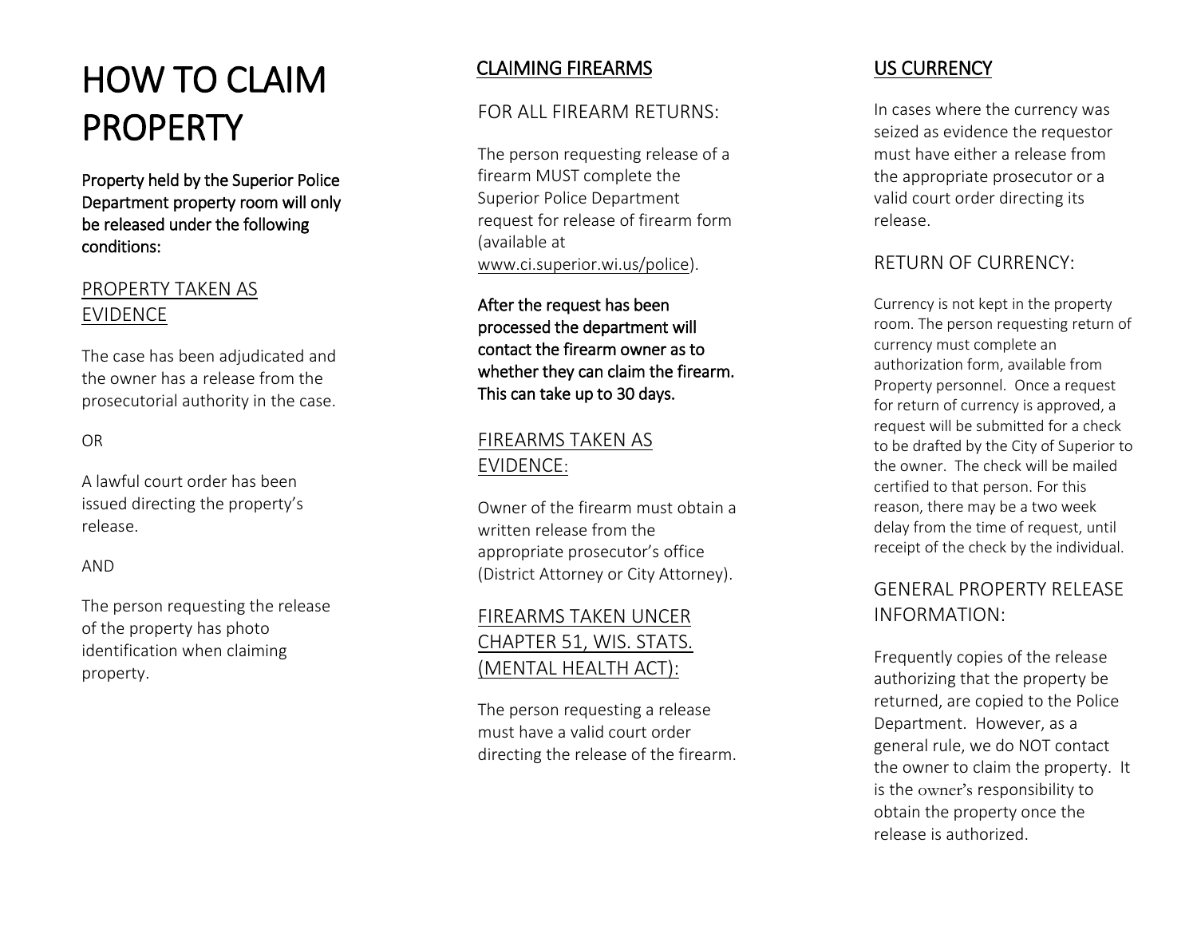# HOW TO CLAIM PROPERTY

**Property held by the Superior Police Department property room will only be released under the following conditions:**

## PROPERTY TAKEN AS EVIDENCE

The case has been adjudicated and the owner has a release from the prosecutorial authority in the case.

OR

A lawful court order has been issued directing the property's release.

AND

The person requesting the release of the property has photo identification when claiming property.

## CLAIMING FIREARMS

### FOR ALL FIREARM RETURNS:

The person requesting release of a firearm MUST complete the Superior Police Department request for release of firearm form (available at www.ci.superior.wi.us/police).

**After the request has been processed the department will contact the firearm owner as to whether they can claim the firearm. This can take up to 30 days.**

### FIREARMS TAKEN AS EVIDENCE:

Owner of the firearm must obtain a written release from the appropriate prosecutor's office (District Attorney or City Attorney).

### FIREARMS TAKEN UNCER CHAPTER 51, WIS. STATS. (MENTAL HEALTH ACT):

The person requesting a release must have a valid court order directing the release of the firearm.

## US CURRENCY

In cases where the currency was seized as evidence the requestor must have either a release from the appropriate prosecutor or a valid court order directing its release.

### RETURN OF CURRENCY:

Currency is not kept in the property room. The person requesting return of currency must complete an authorization form, available from Property personnel. Once a request for return of currency is approved, a request will be submitted for a check to be drafted by the City of Superior to the owner. The check will be mailed certified to that person. For this reason, there may be a two week delay from the time of request, until receipt of the check by the individual.

### GENERAL PROPERTY RELEASE INFORMATION:

Frequently copies of the release authorizing that the property be returned, are copied to the Police Department. However, as a general rule, we do NOT contact the owner to claim the property. It is the owner's responsibility to obtain the property once the release is authorized.